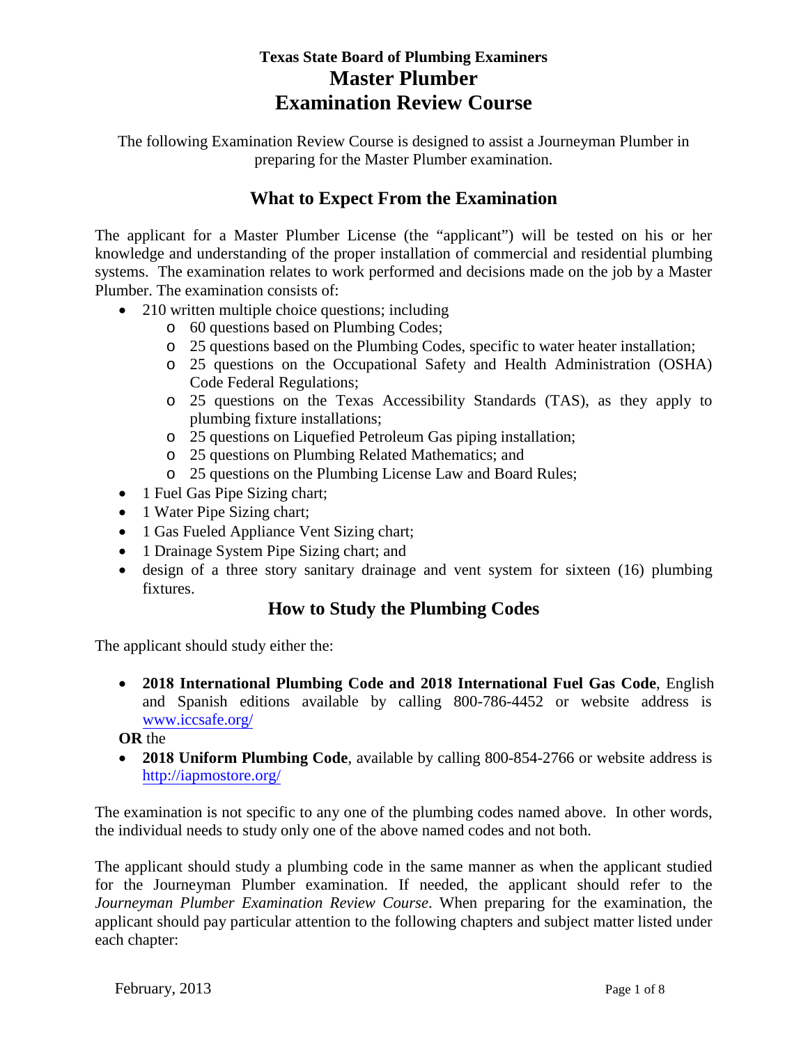### Texas State Board of Plumbing Examiners

# Master Plumber
# Examination Review Course

The following Examination Review Course is designed to assist a Journeyman Plumber in preparing for the Master Plumber examination.

## What to Expect From the Examination

The applicant for a Master Plumber License (the "applicant") will be tested on his or her knowledge and understanding of the proper installation of commercial and residential plumbing systems. The examination relates to work performed and decisions made on the job by a Master Plumber. The examination consists of:

- 210 written multiple choice questions; including
  - 60 questions based on Plumbing Codes;
  - 25 questions based on the Plumbing Codes, specific to water heater installation;
  - 25 questions on the Occupational Safety and Health Administration (OSHA) Code Federal Regulations;
  - 25 questions on the Texas Accessibility Standards (TAS), as they apply to plumbing fixture installations;
  - 25 questions on Liquefied Petroleum Gas piping installation;
  - 25 questions on Plumbing Related Mathematics; and
  - 25 questions on the Plumbing License Law and Board Rules;
- 1 Fuel Gas Pipe Sizing chart;
- 1 Water Pipe Sizing chart;
- 1 Gas Fueled Appliance Vent Sizing chart;
- 1 Drainage System Pipe Sizing chart; and
- design of a three story sanitary drainage and vent system for sixteen (16) plumbing fixtures.

## How to Study the Plumbing Codes

The applicant should study either the:

- **2018 International Plumbing Code and 2018 International Fuel Gas Code**, English and Spanish editions available by calling 800-786-4452 or website address is www.iccsafe.org/

**OR** the

- **2018 Uniform Plumbing Code**, available by calling 800-854-2766 or website address is http://iapmostore.org/

The examination is not specific to any one of the plumbing codes named above. In other words, the individual needs to study only one of the above named codes and not both.

The applicant should study a plumbing code in the same manner as when the applicant studied for the Journeyman Plumber examination. If needed, the applicant should refer to the *Journeyman Plumber Examination Review Course*. When preparing for the examination, the applicant should pay particular attention to the following chapters and subject matter listed under each chapter:

February, 2013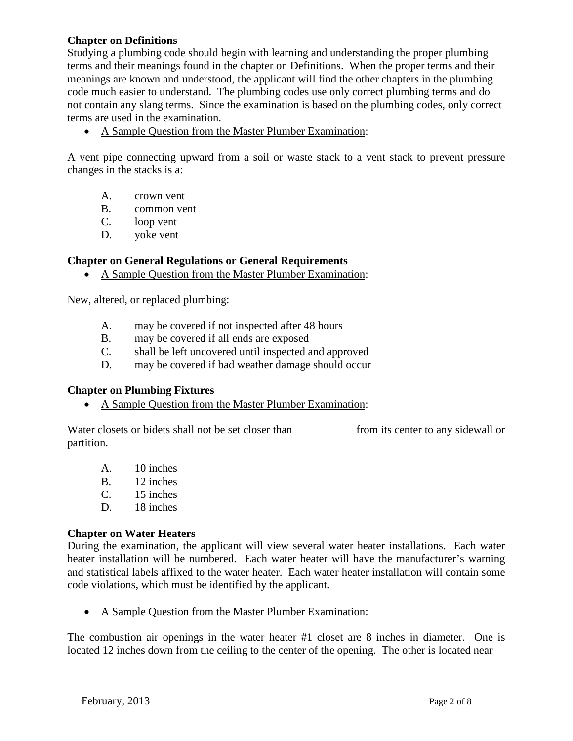### Chapter on Definitions

Studying a plumbing code should begin with learning and understanding the proper plumbing terms and their meanings found in the chapter on Definitions. When the proper terms and their meanings are known and understood, the applicant will find the other chapters in the plumbing code much easier to understand. The plumbing codes use only correct plumbing terms and do not contain any slang terms. Since the examination is based on the plumbing codes, only correct terms are used in the examination.

- <u>A Sample Question from the Master Plumber Examination</u>:

A vent pipe connecting upward from a soil or waste stack to a vent stack to prevent pressure changes in the stacks is a:

A. crown vent
B. common vent
C. loop vent
D. yoke vent

### Chapter on General Regulations or General Requirements

- <u>A Sample Question from the Master Plumber Examination</u>:

New, altered, or replaced plumbing:

A. may be covered if not inspected after 48 hours
B. may be covered if all ends are exposed
C. shall be left uncovered until inspected and approved
D. may be covered if bad weather damage should occur

### Chapter on Plumbing Fixtures

- <u>A Sample Question from the Master Plumber Examination</u>:

Water closets or bidets shall not be set closer than __________ from its center to any sidewall or partition.

A. 10 inches
B. 12 inches
C. 15 inches
D. 18 inches

### Chapter on Water Heaters

During the examination, the applicant will view several water heater installations. Each water heater installation will be numbered. Each water heater will have the manufacturer's warning and statistical labels affixed to the water heater. Each water heater installation will contain some code violations, which must be identified by the applicant.

- <u>A Sample Question from the Master Plumber Examination</u>:

The combustion air openings in the water heater #1 closet are 8 inches in diameter. One is located 12 inches down from the ceiling to the center of the opening. The other is located near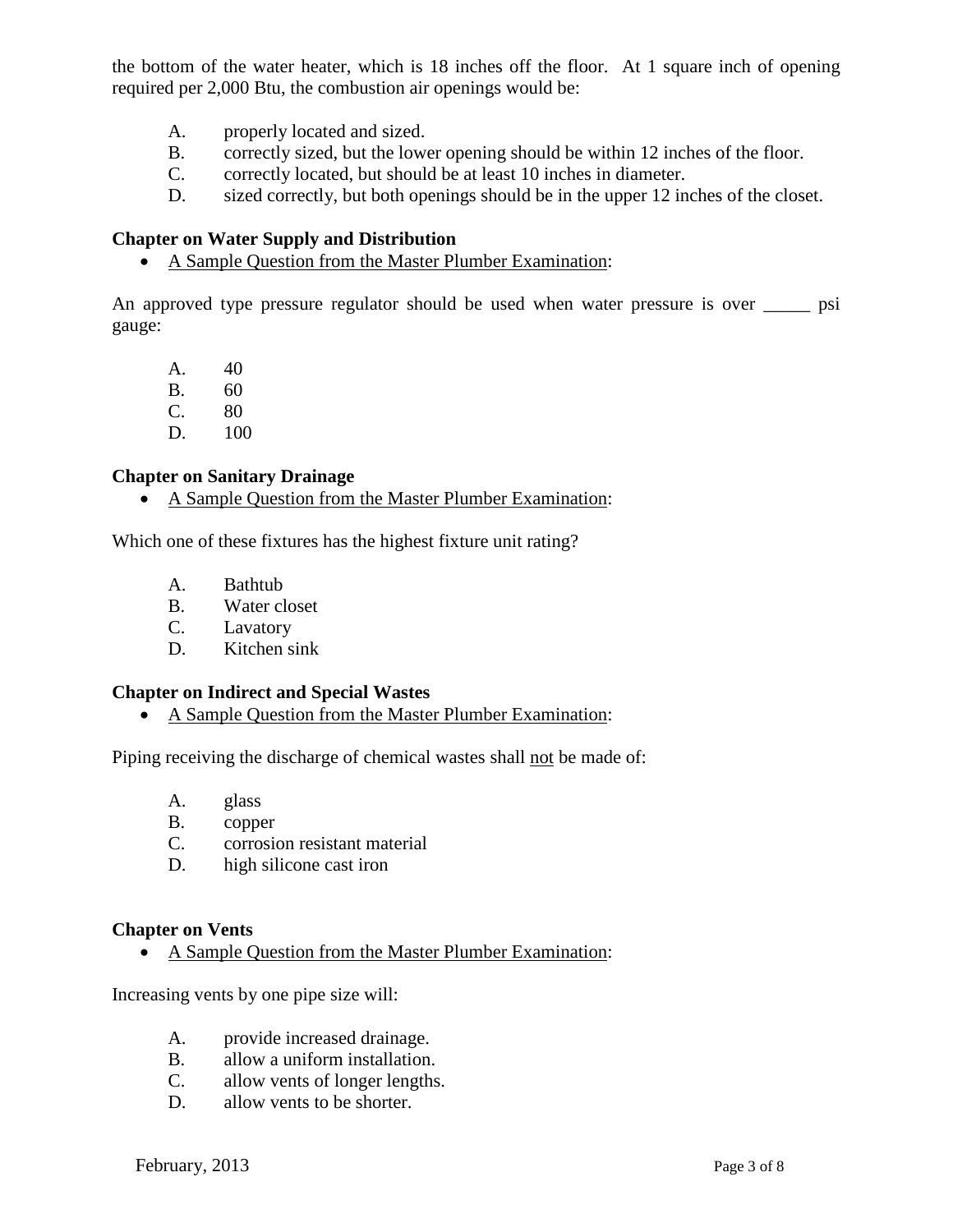the bottom of the water heater, which is 18 inches off the floor. At 1 square inch of opening required per 2,000 Btu, the combustion air openings would be:

A. properly located and sized.
B. correctly sized, but the lower opening should be within 12 inches of the floor.
C. correctly located, but should be at least 10 inches in diameter.
D. sized correctly, but both openings should be in the upper 12 inches of the closet.

**Chapter on Water Supply and Distribution**

- A Sample Question from the Master Plumber Examination:

An approved type pressure regulator should be used when water pressure is over _____ psi gauge:

A. 40
B. 60
C. 80
D. 100

**Chapter on Sanitary Drainage**

- A Sample Question from the Master Plumber Examination:

Which one of these fixtures has the highest fixture unit rating?

A. Bathtub
B. Water closet
C. Lavatory
D. Kitchen sink

**Chapter on Indirect and Special Wastes**

- A Sample Question from the Master Plumber Examination:

Piping receiving the discharge of chemical wastes shall not be made of:

A. glass
B. copper
C. corrosion resistant material
D. high silicone cast iron

**Chapter on Vents**

- A Sample Question from the Master Plumber Examination:

Increasing vents by one pipe size will:

A. provide increased drainage.
B. allow a uniform installation.
C. allow vents of longer lengths.
D. allow vents to be shorter.

February, 2013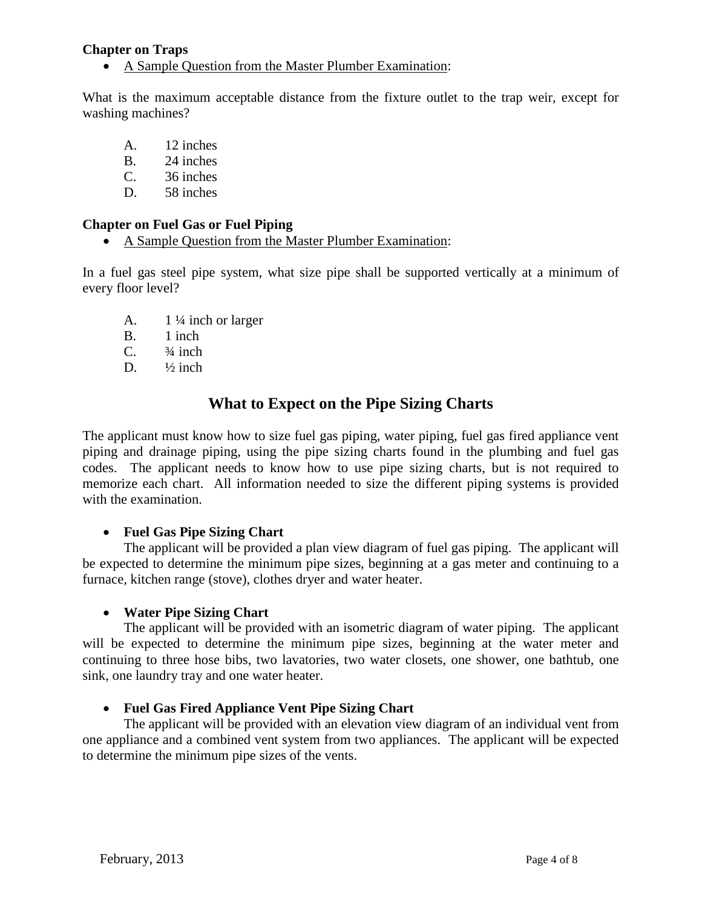**Chapter on Traps**

- A Sample Question from the Master Plumber Examination:

What is the maximum acceptable distance from the fixture outlet to the trap weir, except for washing machines?

A. 12 inches
B. 24 inches
C. 36 inches
D. 58 inches

**Chapter on Fuel Gas or Fuel Piping**

- A Sample Question from the Master Plumber Examination:

In a fuel gas steel pipe system, what size pipe shall be supported vertically at a minimum of every floor level?

A. 1 ¼ inch or larger
B. 1 inch
C. ¾ inch
D. ½ inch

## What to Expect on the Pipe Sizing Charts

The applicant must know how to size fuel gas piping, water piping, fuel gas fired appliance vent piping and drainage piping, using the pipe sizing charts found in the plumbing and fuel gas codes. The applicant needs to know how to use pipe sizing charts, but is not required to memorize each chart. All information needed to size the different piping systems is provided with the examination.

- **Fuel Gas Pipe Sizing Chart**

  The applicant will be provided a plan view diagram of fuel gas piping. The applicant will be expected to determine the minimum pipe sizes, beginning at a gas meter and continuing to a furnace, kitchen range (stove), clothes dryer and water heater.

- **Water Pipe Sizing Chart**

  The applicant will be provided with an isometric diagram of water piping. The applicant will be expected to determine the minimum pipe sizes, beginning at the water meter and continuing to three hose bibs, two lavatories, two water closets, one shower, one bathtub, one sink, one laundry tray and one water heater.

- **Fuel Gas Fired Appliance Vent Pipe Sizing Chart**

  The applicant will be provided with an elevation view diagram of an individual vent from one appliance and a combined vent system from two appliances. The applicant will be expected to determine the minimum pipe sizes of the vents.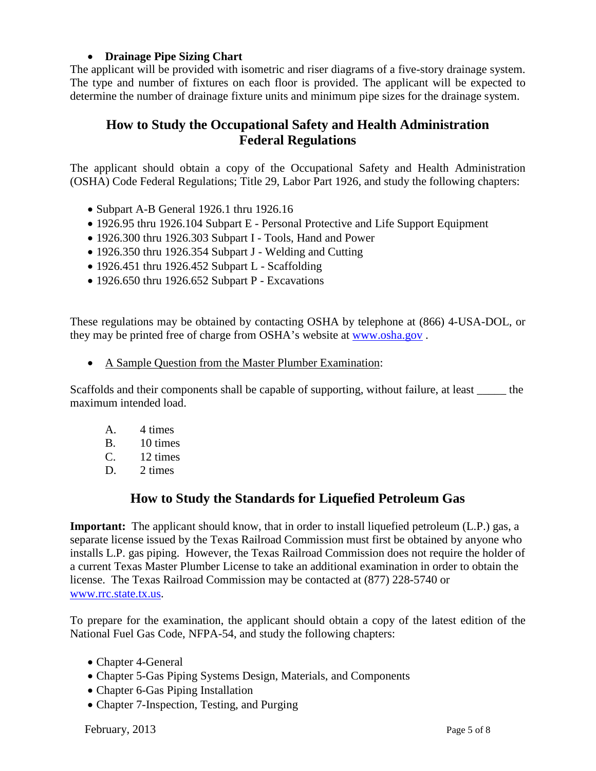- **Drainage Pipe Sizing Chart**

The applicant will be provided with isometric and riser diagrams of a five-story drainage system. The type and number of fixtures on each floor is provided. The applicant will be expected to determine the number of drainage fixture units and minimum pipe sizes for the drainage system.

## How to Study the Occupational Safety and Health Administration Federal Regulations

The applicant should obtain a copy of the Occupational Safety and Health Administration (OSHA) Code Federal Regulations; Title 29, Labor Part 1926, and study the following chapters:

- Subpart A-B General 1926.1 thru 1926.16
- 1926.95 thru 1926.104 Subpart E - Personal Protective and Life Support Equipment
- 1926.300 thru 1926.303 Subpart I - Tools, Hand and Power
- 1926.350 thru 1926.354 Subpart J - Welding and Cutting
- 1926.451 thru 1926.452 Subpart L - Scaffolding
- 1926.650 thru 1926.652 Subpart P - Excavations

These regulations may be obtained by contacting OSHA by telephone at (866) 4-USA-DOL, or they may be printed free of charge from OSHA's website at [www.osha.gov](http://www.osha.gov) .

- <u>A Sample Question from the Master Plumber Examination</u>:

Scaffolds and their components shall be capable of supporting, without failure, at least _____ the maximum intended load.

A. 4 times
B. 10 times
C. 12 times
D. 2 times

## How to Study the Standards for Liquefied Petroleum Gas

**Important:** The applicant should know, that in order to install liquefied petroleum (L.P.) gas, a separate license issued by the Texas Railroad Commission must first be obtained by anyone who installs L.P. gas piping. However, the Texas Railroad Commission does not require the holder of a current Texas Master Plumber License to take an additional examination in order to obtain the license. The Texas Railroad Commission may be contacted at (877) 228-5740 or [www.rrc.state.tx.us](http://www.rrc.state.tx.us).

To prepare for the examination, the applicant should obtain a copy of the latest edition of the National Fuel Gas Code, NFPA-54, and study the following chapters:

- Chapter 4-General
- Chapter 5-Gas Piping Systems Design, Materials, and Components
- Chapter 6-Gas Piping Installation
- Chapter 7-Inspection, Testing, and Purging

February, 2013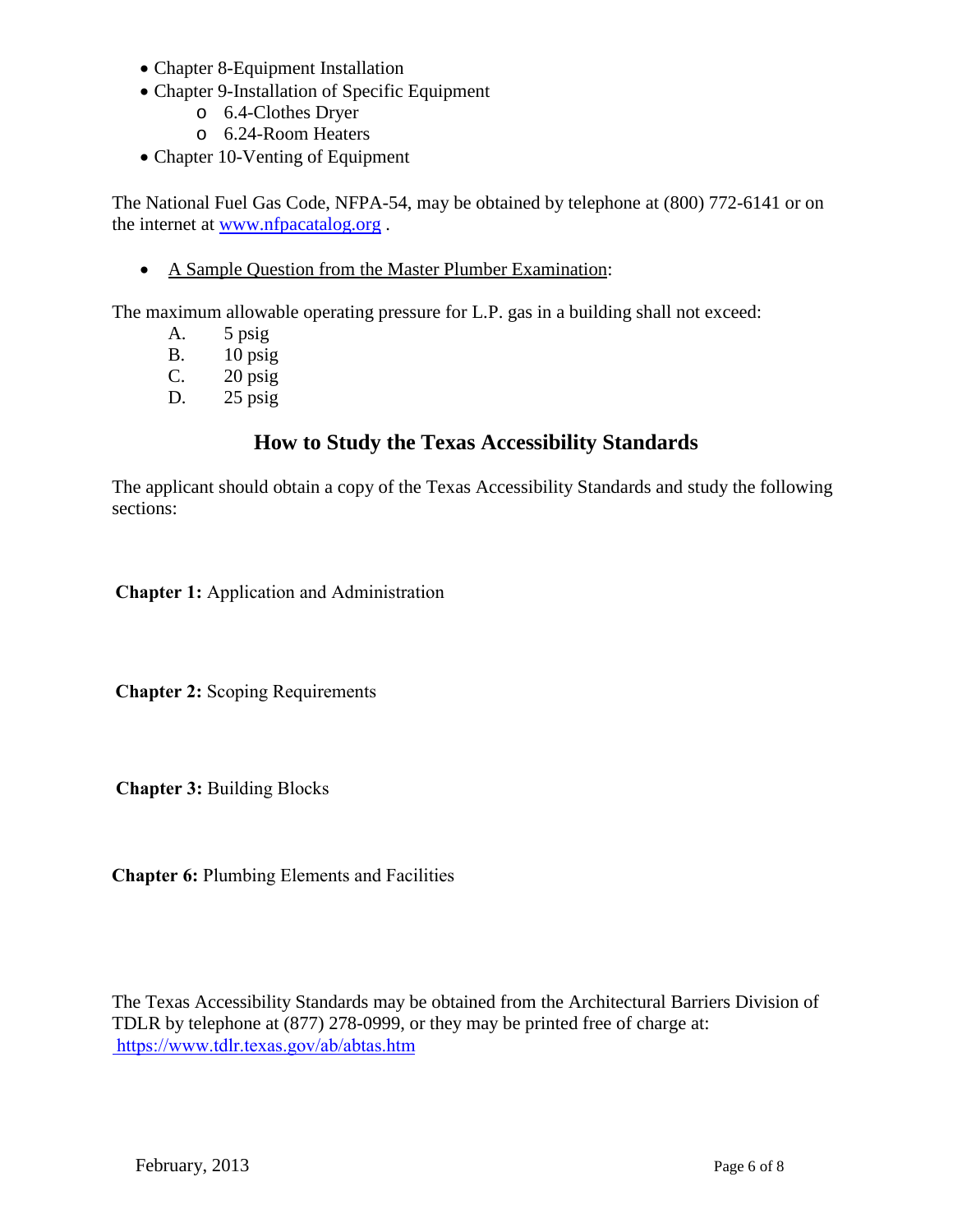- Chapter 8-Equipment Installation
- Chapter 9-Installation of Specific Equipment
  - 6.4-Clothes Dryer
  - 6.24-Room Heaters
- Chapter 10-Venting of Equipment

The National Fuel Gas Code, NFPA-54, may be obtained by telephone at (800) 772-6141 or on the internet at [www.nfpacatalog.org](http://www.nfpacatalog.org) .

- A Sample Question from the Master Plumber Examination:

The maximum allowable operating pressure for L.P. gas in a building shall not exceed:

A. 5 psig
B. 10 psig
C. 20 psig
D. 25 psig

## How to Study the Texas Accessibility Standards

The applicant should obtain a copy of the Texas Accessibility Standards and study the following sections:

**Chapter 1:** Application and Administration

**Chapter 2:** Scoping Requirements

**Chapter 3:** Building Blocks

**Chapter 6:** Plumbing Elements and Facilities

The Texas Accessibility Standards may be obtained from the Architectural Barriers Division of TDLR by telephone at (877) 278-0999, or they may be printed free of charge at: [https://www.tdlr.texas.gov/ab/abtas.htm](https://www.tdlr.texas.gov/ab/abtas.htm)

February, 2013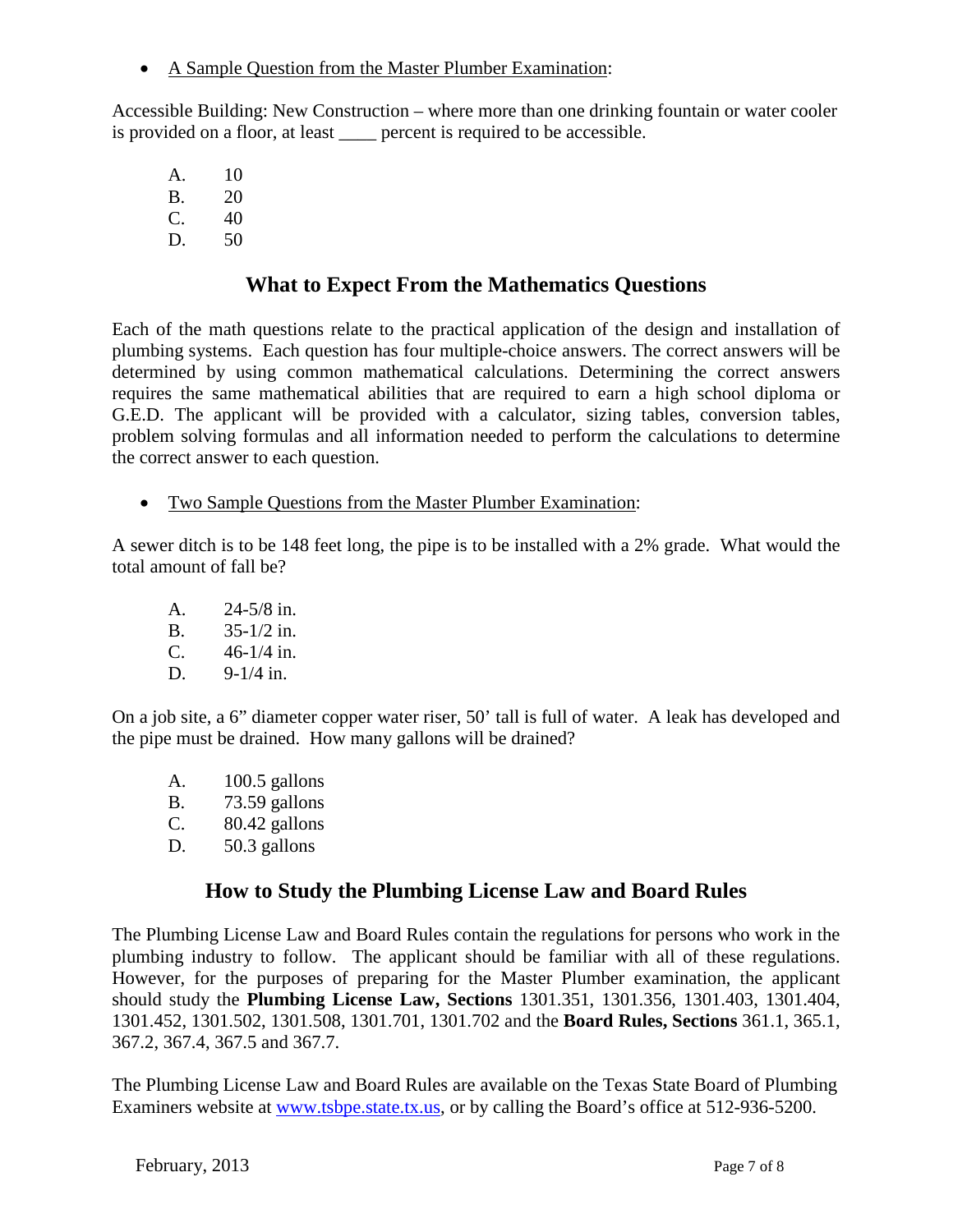- A Sample Question from the Master Plumber Examination:

Accessible Building: New Construction – where more than one drinking fountain or water cooler is provided on a floor, at least ____ percent is required to be accessible.

A. 10
B. 20
C. 40
D. 50

## What to Expect From the Mathematics Questions

Each of the math questions relate to the practical application of the design and installation of plumbing systems. Each question has four multiple-choice answers. The correct answers will be determined by using common mathematical calculations. Determining the correct answers requires the same mathematical abilities that are required to earn a high school diploma or G.E.D. The applicant will be provided with a calculator, sizing tables, conversion tables, problem solving formulas and all information needed to perform the calculations to determine the correct answer to each question.

- Two Sample Questions from the Master Plumber Examination:

A sewer ditch is to be 148 feet long, the pipe is to be installed with a 2% grade. What would the total amount of fall be?

A. 24-5/8 in.
B. 35-1/2 in.
C. 46-1/4 in.
D. 9-1/4 in.

On a job site, a 6" diameter copper water riser, 50' tall is full of water. A leak has developed and the pipe must be drained. How many gallons will be drained?

A. 100.5 gallons
B. 73.59 gallons
C. 80.42 gallons
D. 50.3 gallons

## How to Study the Plumbing License Law and Board Rules

The Plumbing License Law and Board Rules contain the regulations for persons who work in the plumbing industry to follow. The applicant should be familiar with all of these regulations. However, for the purposes of preparing for the Master Plumber examination, the applicant should study the **Plumbing License Law, Sections** 1301.351, 1301.356, 1301.403, 1301.404, 1301.452, 1301.502, 1301.508, 1301.701, 1301.702 and the **Board Rules, Sections** 361.1, 365.1, 367.2, 367.4, 367.5 and 367.7.

The Plumbing License Law and Board Rules are available on the Texas State Board of Plumbing Examiners website at www.tsbpe.state.tx.us, or by calling the Board's office at 512-936-5200.

February, 2013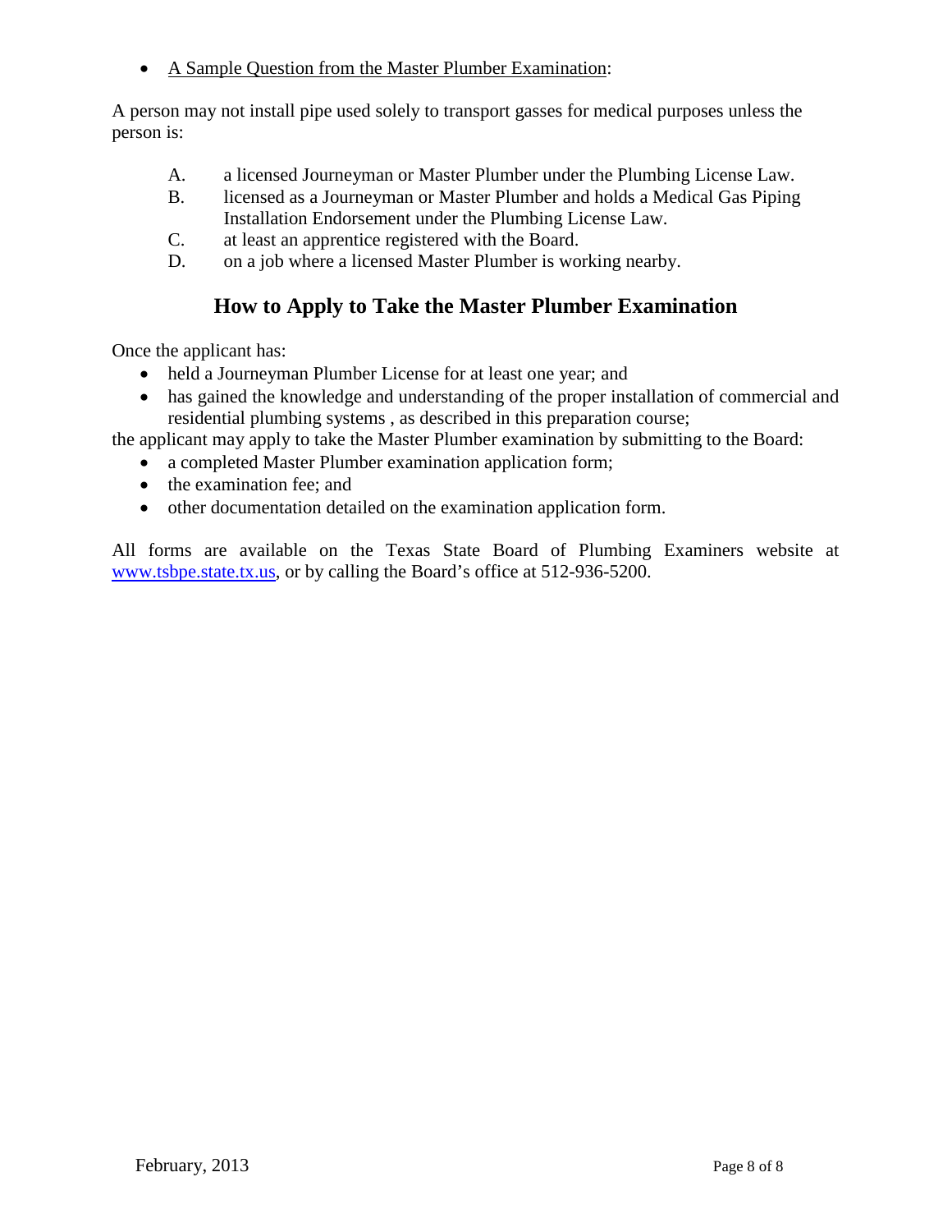- A Sample Question from the Master Plumber Examination:

A person may not install pipe used solely to transport gasses for medical purposes unless the person is:

A. a licensed Journeyman or Master Plumber under the Plumbing License Law.
B. licensed as a Journeyman or Master Plumber and holds a Medical Gas Piping Installation Endorsement under the Plumbing License Law.
C. at least an apprentice registered with the Board.
D. on a job where a licensed Master Plumber is working nearby.

## How to Apply to Take the Master Plumber Examination

Once the applicant has:

- held a Journeyman Plumber License for at least one year; and
- has gained the knowledge and understanding of the proper installation of commercial and residential plumbing systems , as described in this preparation course;

the applicant may apply to take the Master Plumber examination by submitting to the Board:

- a completed Master Plumber examination application form;
- the examination fee; and
- other documentation detailed on the examination application form.

All forms are available on the Texas State Board of Plumbing Examiners website at www.tsbpe.state.tx.us, or by calling the Board's office at 512-936-5200.

February, 2013